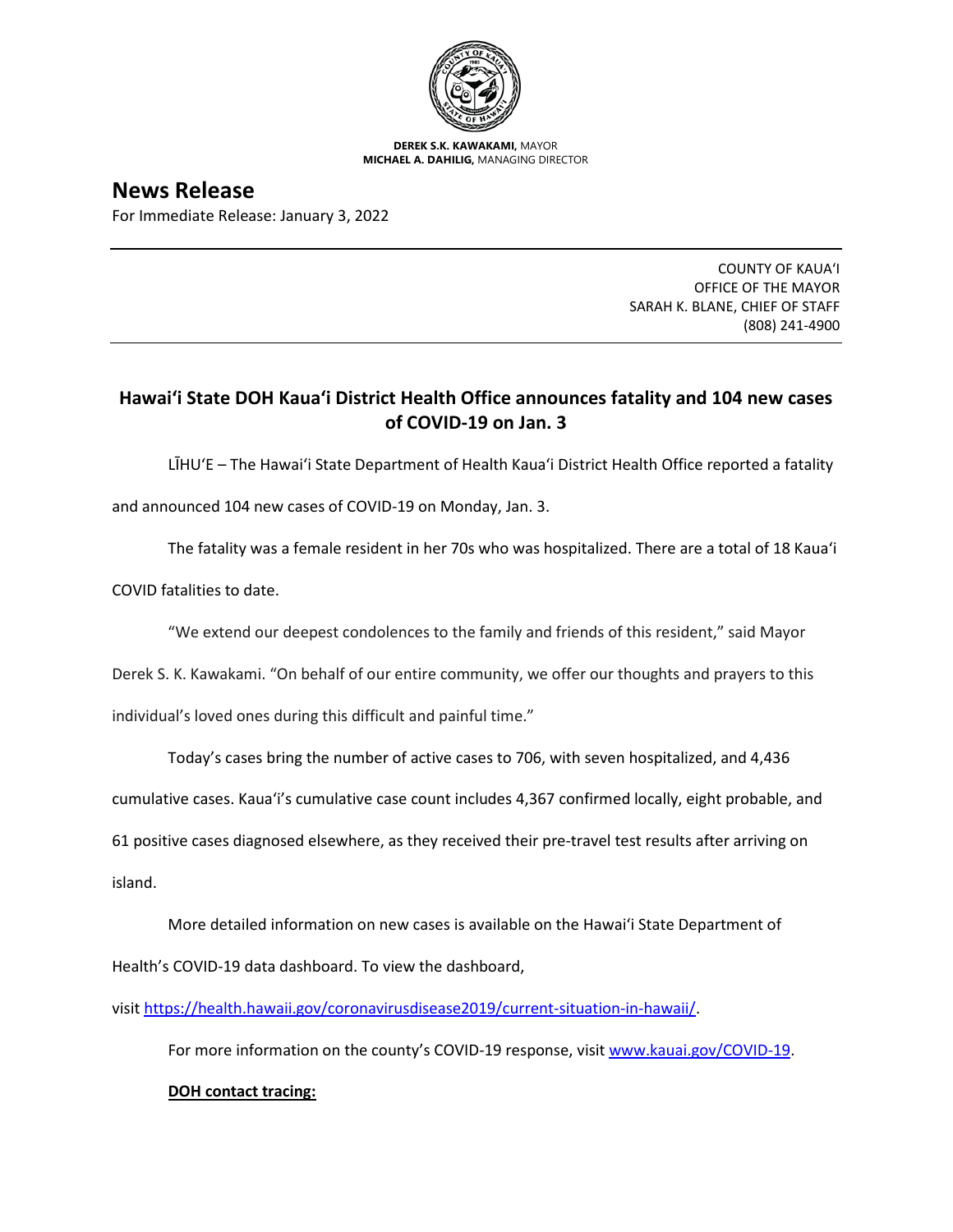**DEREK S.K. KAWAKAMI,** MAYOR
**MICHAEL A. DAHILIG,** MANAGING DIRECTOR

# News Release

For Immediate Release: January 3, 2022

COUNTY OF KAUAʻI
OFFICE OF THE MAYOR
SARAH K. BLANE, CHIEF OF STAFF
(808) 241-4900

## Hawaiʻi State DOH Kauaʻi District Health Office announces fatality and 104 new cases of COVID-19 on Jan. 3

LĪHUʻE – The Hawaiʻi State Department of Health Kauaʻi District Health Office reported a fatality and announced 104 new cases of COVID-19 on Monday, Jan. 3.

The fatality was a female resident in her 70s who was hospitalized. There are a total of 18 Kauaʻi COVID fatalities to date.

"We extend our deepest condolences to the family and friends of this resident," said Mayor Derek S. K. Kawakami. "On behalf of our entire community, we offer our thoughts and prayers to this individual's loved ones during this difficult and painful time."

Today's cases bring the number of active cases to 706, with seven hospitalized, and 4,436 cumulative cases. Kauaʻi's cumulative case count includes 4,367 confirmed locally, eight probable, and 61 positive cases diagnosed elsewhere, as they received their pre-travel test results after arriving on island.

More detailed information on new cases is available on the Hawaiʻi State Department of Health's COVID-19 data dashboard. To view the dashboard, visit https://health.hawaii.gov/coronavirusdisease2019/current-situation-in-hawaii/.

For more information on the county's COVID-19 response, visit www.kauai.gov/COVID-19.

**DOH contact tracing:**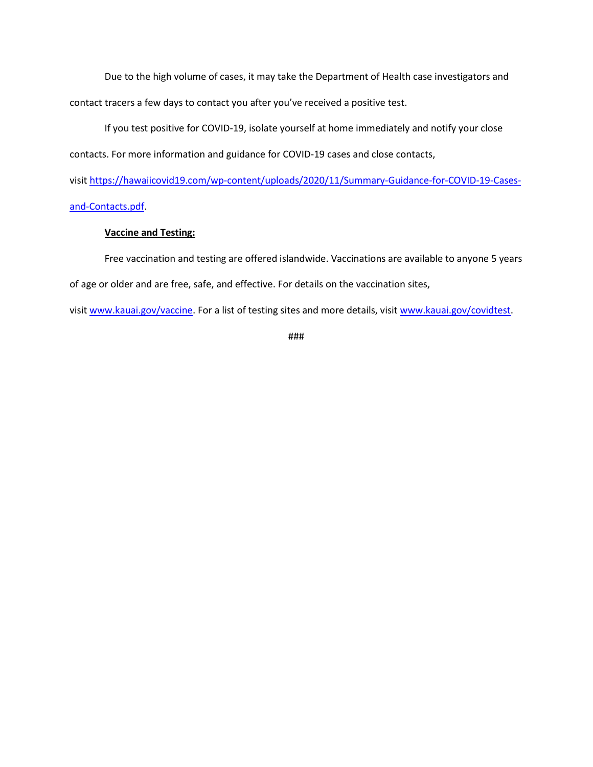Due to the high volume of cases, it may take the Department of Health case investigators and contact tracers a few days to contact you after you've received a positive test.

If you test positive for COVID-19, isolate yourself at home immediately and notify your close contacts. For more information and guidance for COVID-19 cases and close contacts, visit https://hawaiicovid19.com/wp-content/uploads/2020/11/Summary-Guidance-for-COVID-19-Cases-and-Contacts.pdf.

**Vaccine and Testing:**

Free vaccination and testing are offered islandwide. Vaccinations are available to anyone 5 years of age or older and are free, safe, and effective. For details on the vaccination sites, visit www.kauai.gov/vaccine. For a list of testing sites and more details, visit www.kauai.gov/covidtest.

###